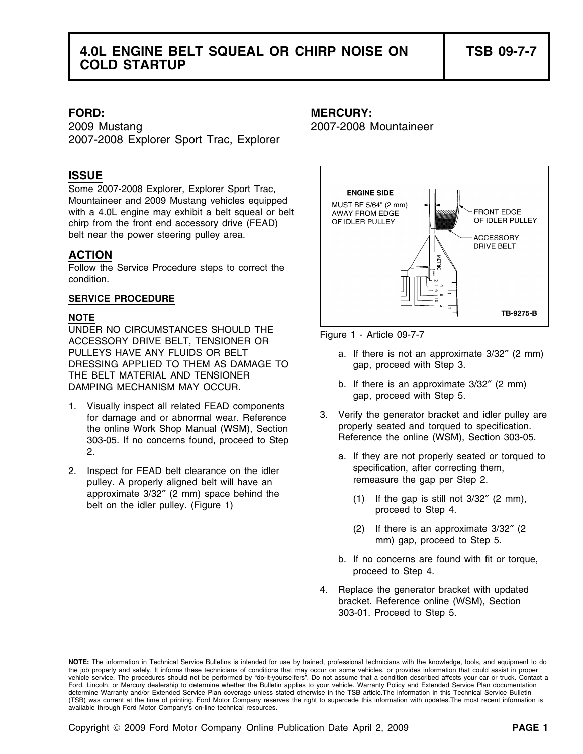# 4.0L ENGINE BELT SQUEAL OR CHIRP NOISE ON COLD STARTUP

**TSB 09-7-7**

**FORD:**
2009 Mustang
2007-2008 Explorer Sport Trac, Explorer

**MERCURY:**
2007-2008 Mountaineer

## ISSUE

Some 2007-2008 Explorer, Explorer Sport Trac, Mountaineer and 2009 Mustang vehicles equipped with a 4.0L engine may exhibit a belt squeal or belt chirp from the front end accessory drive (FEAD) belt near the power steering pulley area.

## ACTION

Follow the Service Procedure steps to correct the condition.

### SERVICE PROCEDURE

**NOTE**

UNDER NO CIRCUMSTANCES SHOULD THE ACCESSORY DRIVE BELT, TENSIONER OR PULLEYS HAVE ANY FLUIDS OR BELT DRESSING APPLIED TO THEM AS DAMAGE TO THE BELT MATERIAL AND TENSIONER DAMPING MECHANISM MAY OCCUR.

1. Visually inspect all related FEAD components for damage and or abnormal wear. Reference the online Work Shop Manual (WSM), Section 303-05. If no concerns found, proceed to Step 2.
2. Inspect for FEAD belt clearance on the idler pulley. A properly aligned belt will have an approximate 3/32″ (2 mm) space behind the belt on the idler pulley. (Figure 1)

ENGINE SIDE
MUST BE 5/64" (2 mm) AWAY FROM EDGE OF IDLER PULLEY
FRONT EDGE OF IDLER PULLEY
ACCESSORY DRIVE BELT
METRIC
TB-9275-B

Figure 1 - Article 09-7-7

   a. If there is not an approximate 3/32″ (2 mm) gap, proceed with Step 3.
   b. If there is an approximate 3/32″ (2 mm) gap, proceed with Step 5.
3. Verify the generator bracket and idler pulley are properly seated and torqued to specification. Reference the online (WSM), Section 303-05.
   a. If they are not properly seated or torqued to specification, after correcting them, remeasure the gap per Step 2.
      (1) If the gap is still not 3/32″ (2 mm), proceed to Step 4.
      (2) If there is an approximate 3/32″ (2 mm) gap, proceed to Step 5.
   b. If no concerns are found with fit or torque, proceed to Step 4.
4. Replace the generator bracket with updated bracket. Reference online (WSM), Section 303-01. Proceed to Step 5.

**NOTE:** The information in Technical Service Bulletins is intended for use by trained, professional technicians with the knowledge, tools, and equipment to do the job properly and safely. It informs these technicians of conditions that may occur on some vehicles, or provides information that could assist in proper vehicle service. The procedures should not be performed by "do-it-yourselfers". Do not assume that a condition described affects your car or truck. Contact a Ford, Lincoln, or Mercury dealership to determine whether the Bulletin applies to your vehicle. Warranty Policy and Extended Service Plan documentation determine Warranty and/or Extended Service Plan coverage unless stated otherwise in the TSB article.The information in this Technical Service Bulletin (TSB) was current at the time of printing. Ford Motor Company reserves the right to supercede this information with updates.The most recent information is available through Ford Motor Company's on-line technical resources.

Copyright © 2009 Ford Motor Company Online Publication Date April 2, 2009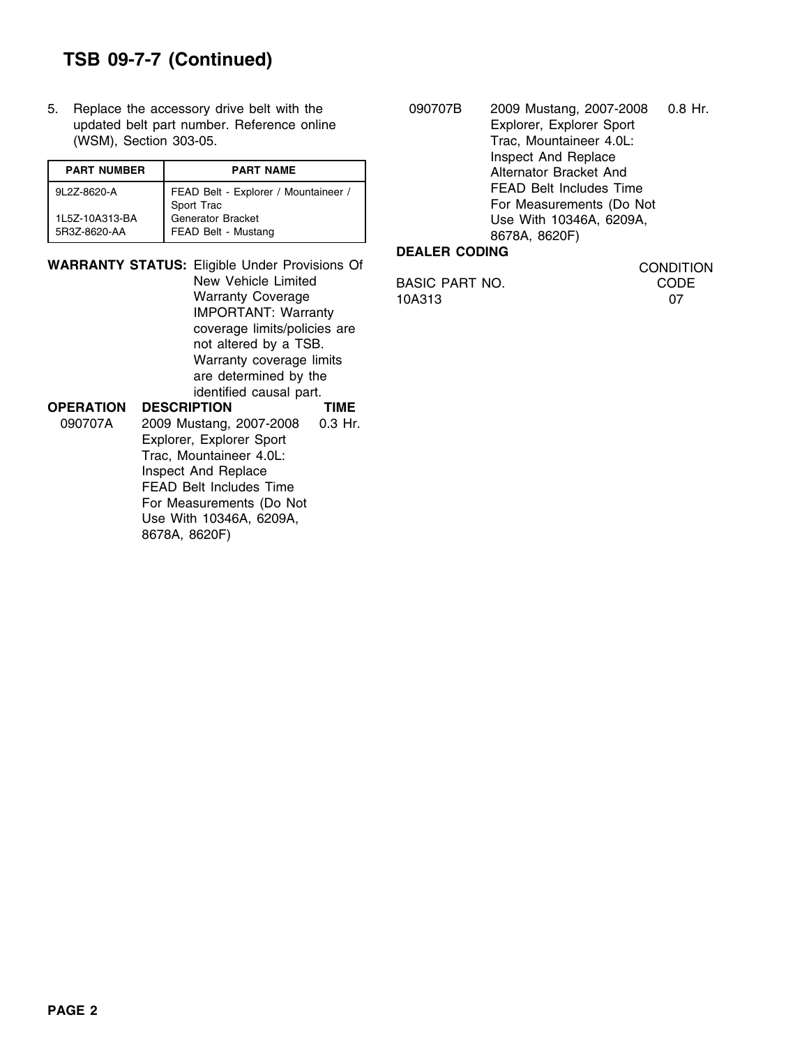# TSB 09-7-7 (Continued)

5. Replace the accessory drive belt with the updated belt part number. Reference online (WSM), Section 303-05.

| PART NUMBER | PART NAME |
|---|---|
| 9L2Z-8620-A | FEAD Belt - Explorer / Mountaineer / Sport Trac |
| 1L5Z-10A313-BA | Generator Bracket |
| 5R3Z-8620-AA | FEAD Belt - Mustang |

**WARRANTY STATUS:** Eligible Under Provisions Of New Vehicle Limited Warranty Coverage IMPORTANT: Warranty coverage limits/policies are not altered by a TSB. Warranty coverage limits are determined by the identified causal part.

| OPERATION | DESCRIPTION | TIME |
|---|---|---|
| 090707A | 2009 Mustang, 2007-2008 Explorer, Explorer Sport Trac, Mountaineer 4.0L: Inspect And Replace FEAD Belt Includes Time For Measurements (Do Not Use With 10346A, 6209A, 8678A, 8620F) | 0.3 Hr. |
| 090707B | 2009 Mustang, 2007-2008 Explorer, Explorer Sport Trac, Mountaineer 4.0L: Inspect And Replace Alternator Bracket And FEAD Belt Includes Time For Measurements (Do Not Use With 10346A, 6209A, 8678A, 8620F) | 0.8 Hr. |

**DEALER CODING**

| BASIC PART NO. | CONDITION CODE |
|---|---|
| 10A313 | 07 |